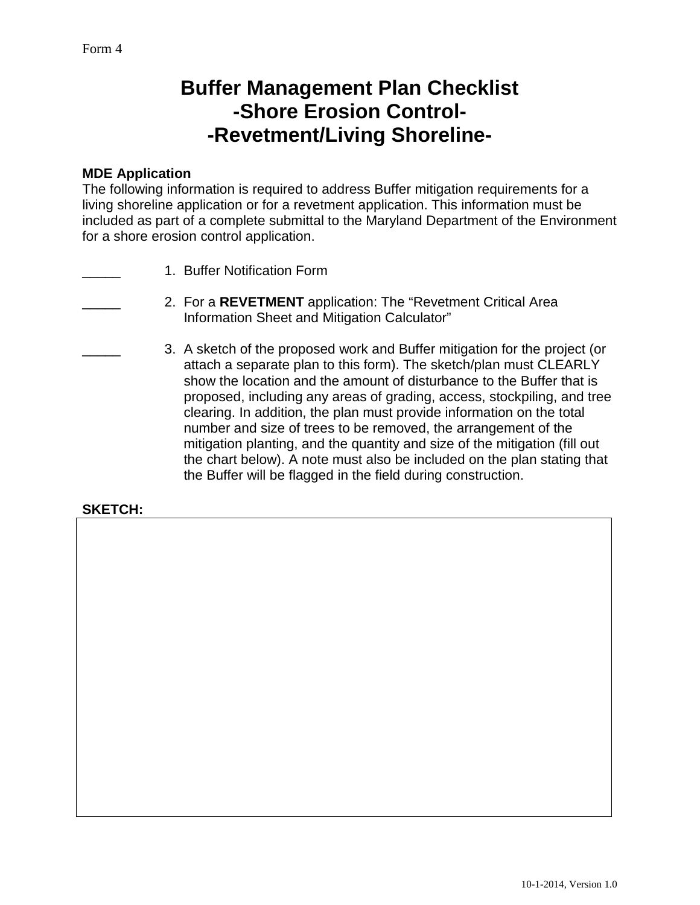Form 4

# Buffer Management Plan Checklist
# -Shore Erosion Control-
# -Revetment/Living Shoreline-

**MDE Application**
The following information is required to address Buffer mitigation requirements for a living shoreline application or for a revetment application. This information must be included as part of a complete submittal to the Maryland Department of the Environment for a shore erosion control application.

_____ 1. Buffer Notification Form

_____ 2. For a **REVETMENT** application: The "Revetment Critical Area Information Sheet and Mitigation Calculator"

_____ 3. A sketch of the proposed work and Buffer mitigation for the project (or attach a separate plan to this form). The sketch/plan must CLEARLY show the location and the amount of disturbance to the Buffer that is proposed, including any areas of grading, access, stockpiling, and tree clearing. In addition, the plan must provide information on the total number and size of trees to be removed, the arrangement of the mitigation planting, and the quantity and size of the mitigation (fill out the chart below). A note must also be included on the plan stating that the Buffer will be flagged in the field during construction.

**SKETCH:**

10-1-2014, Version 1.0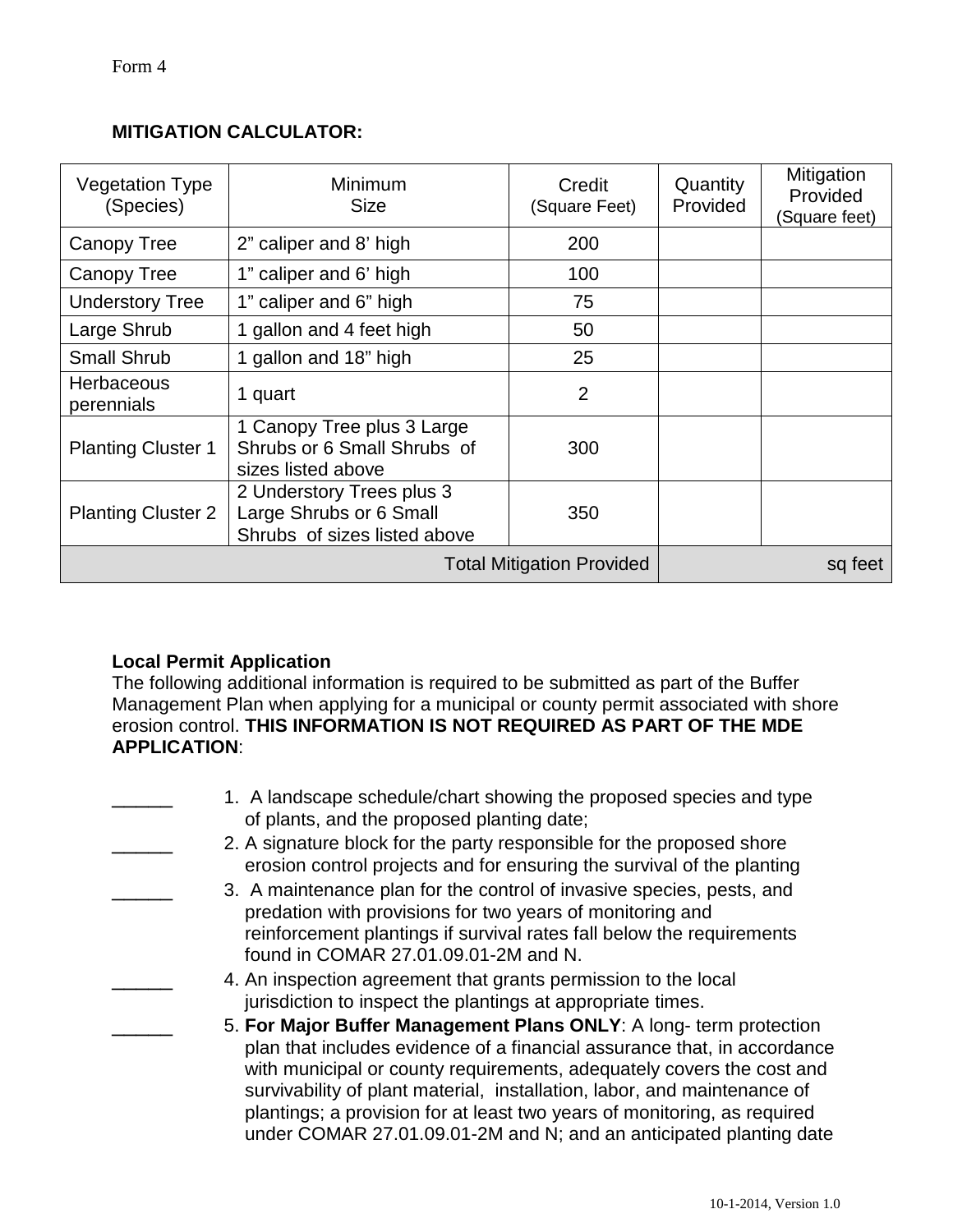Form 4

**MITIGATION CALCULATOR:**

| Vegetation Type (Species) | Minimum Size | Credit (Square Feet) | Quantity Provided | Mitigation Provided (Square feet) |
|---|---|---|---|---|
| Canopy Tree | 2” caliper and 8’ high | 200 | | |
| Canopy Tree | 1” caliper and 6’ high | 100 | | |
| Understory Tree | 1” caliper and 6” high | 75 | | |
| Large Shrub | 1 gallon and 4 feet high | 50 | | |
| Small Shrub | 1 gallon and 18” high | 25 | | |
| Herbaceous perennials | 1 quart | 2 | | |
| Planting Cluster 1 | 1 Canopy Tree plus 3 Large Shrubs or 6 Small Shrubs of sizes listed above | 300 | | |
| Planting Cluster 2 | 2 Understory Trees plus 3 Large Shrubs or 6 Small Shrubs of sizes listed above | 350 | | |
| | | Total Mitigation Provided | sq feet | |

**Local Permit Application**

The following additional information is required to be submitted as part of the Buffer Management Plan when applying for a municipal or county permit associated with shore erosion control. **THIS INFORMATION IS NOT REQUIRED AS PART OF THE MDE APPLICATION**:

______ 1. A landscape schedule/chart showing the proposed species and type of plants, and the proposed planting date;

______ 2. A signature block for the party responsible for the proposed shore erosion control projects and for ensuring the survival of the planting

______ 3. A maintenance plan for the control of invasive species, pests, and predation with provisions for two years of monitoring and reinforcement plantings if survival rates fall below the requirements found in COMAR 27.01.09.01-2M and N.

______ 4. An inspection agreement that grants permission to the local jurisdiction to inspect the plantings at appropriate times.

______ 5. **For Major Buffer Management Plans ONLY**: A long- term protection plan that includes evidence of a financial assurance that, in accordance with municipal or county requirements, adequately covers the cost and survivability of plant material, installation, labor, and maintenance of plantings; a provision for at least two years of monitoring, as required under COMAR 27.01.09.01-2M and N; and an anticipated planting date

10-1-2014, Version 1.0